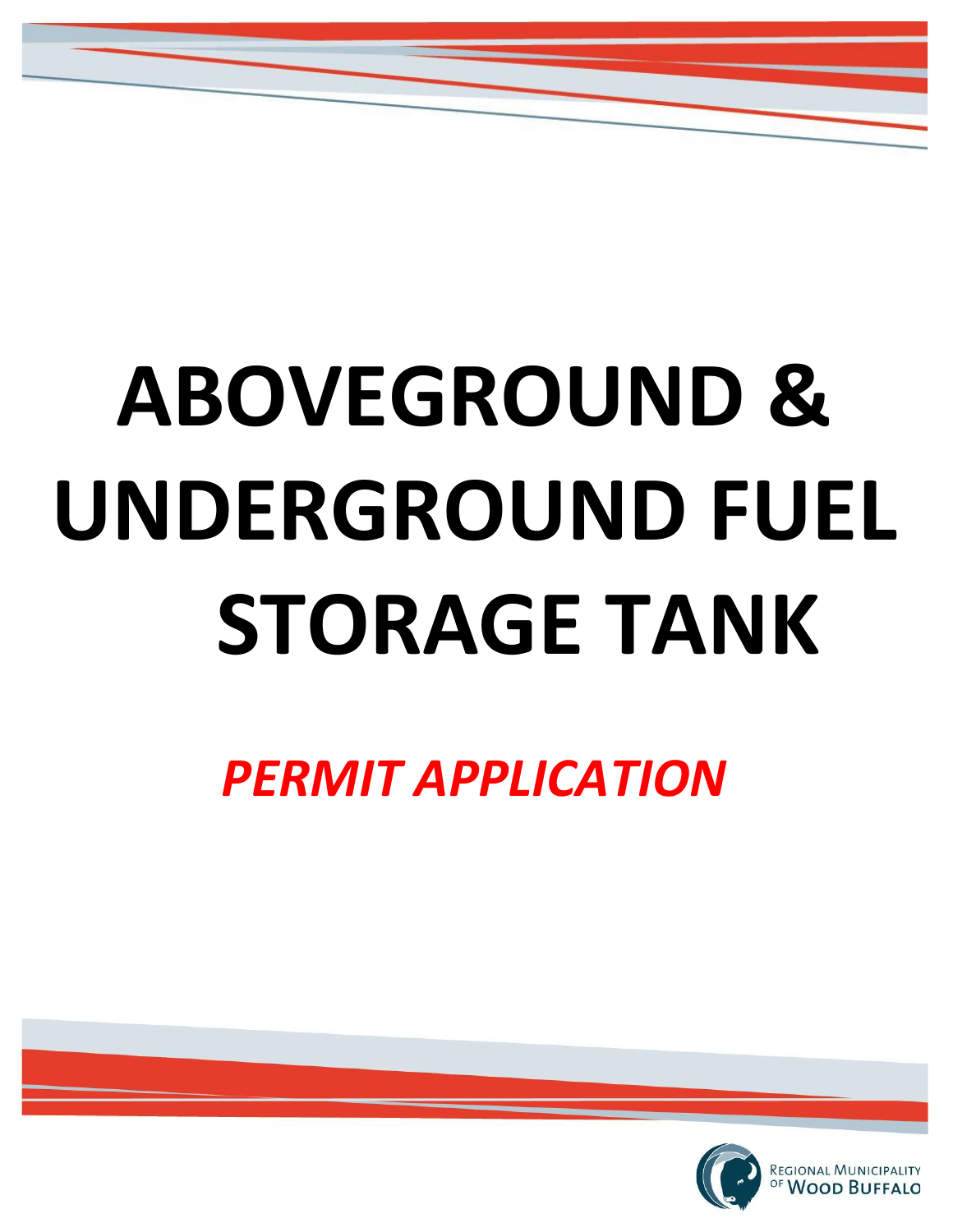# ABOVEGROUND & UNDERGROUND FUEL STORAGE TANK

## *PERMIT APPLICATION*

Regional Municipality of Wood Buffalo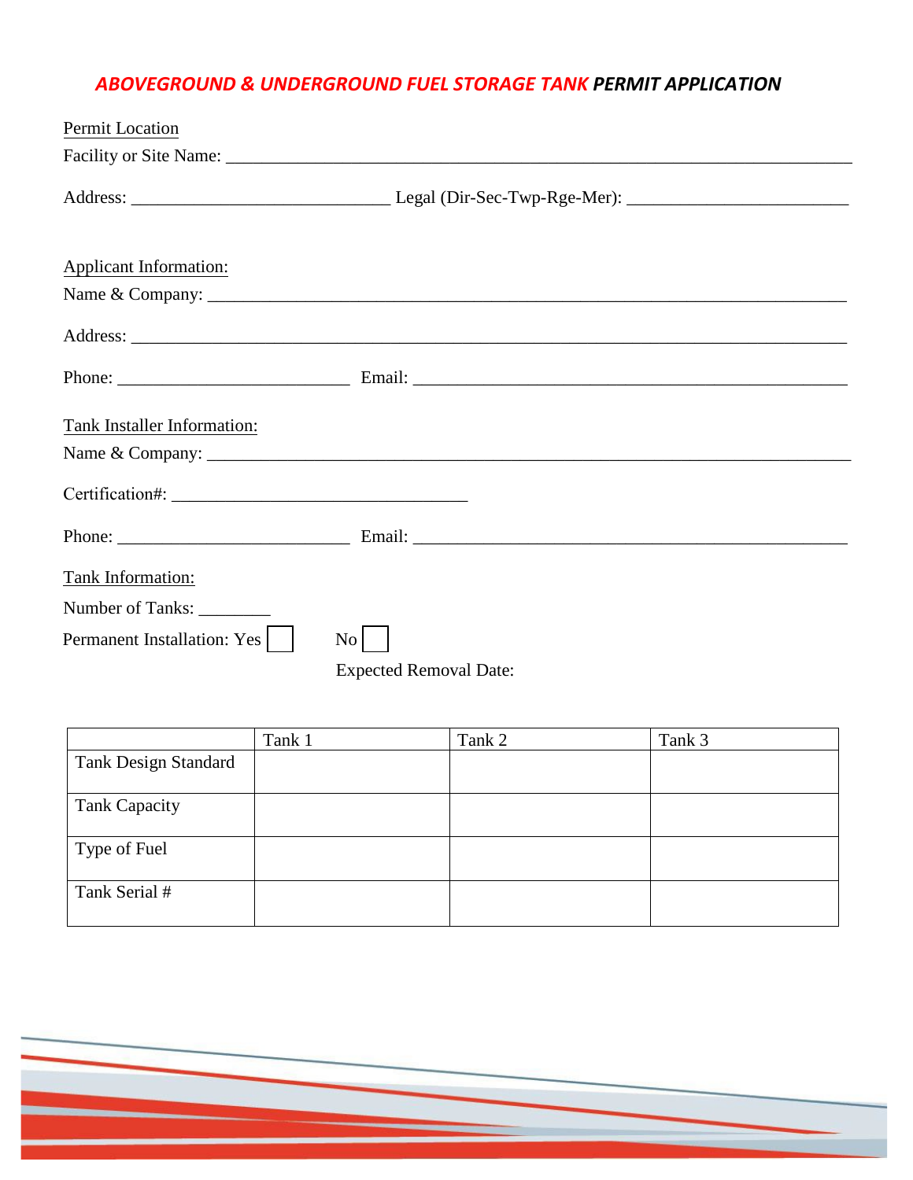# ***ABOVEGROUND & UNDERGROUND FUEL STORAGE TANK PERMIT APPLICATION***

Permit Location

Facility or Site Name: ______________________________________________________________________

Address: ______________________________ Legal (Dir-Sec-Twp-Rge-Mer): __________________________

Applicant Information:

Name & Company: ______________________________________________________________________

Address: _____________________________________________________________________________

Phone: ___________________________ Email: _________________________________________________

Tank Installer Information:

Name & Company: ______________________________________________________________________

Certification#: __________________________________

Phone: ___________________________ Email: _________________________________________________

Tank Information:

Number of Tanks: ________

Permanent Installation: Yes ☐ No ☐

Expected Removal Date:

| | Tank 1 | Tank 2 | Tank 3 |
|---|---|---|---|
| Tank Design Standard | | | |
| Tank Capacity | | | |
| Type of Fuel | | | |
| Tank Serial # | | | |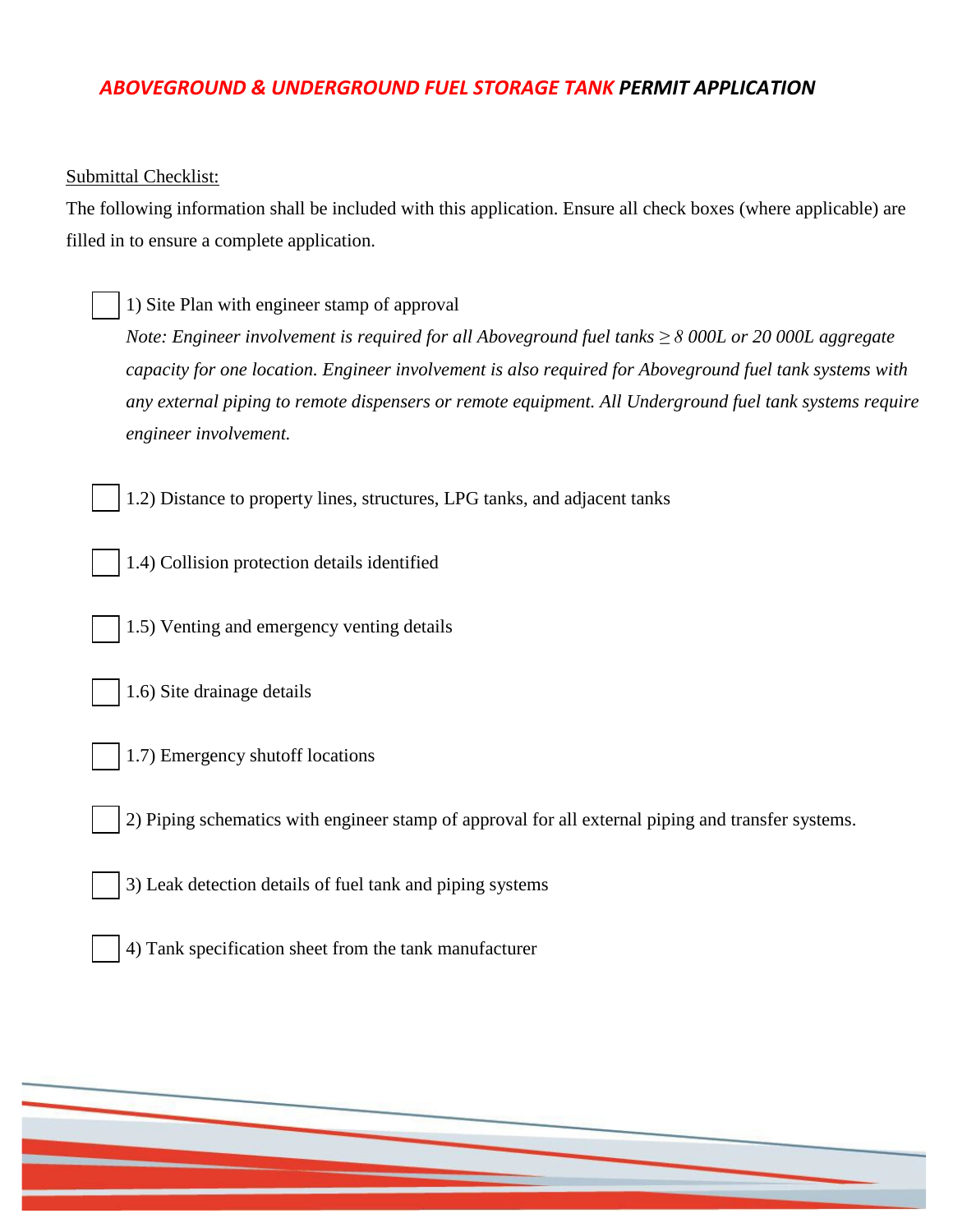## ***ABOVEGROUND & UNDERGROUND FUEL STORAGE TANK PERMIT APPLICATION***

Submittal Checklist:

The following information shall be included with this application. Ensure all check boxes (where applicable) are filled in to ensure a complete application.

- ☐ 1) Site Plan with engineer stamp of approval

  *Note: Engineer involvement is required for all Aboveground fuel tanks ≥ 8 000L or 20 000L aggregate capacity for one location. Engineer involvement is also required for Aboveground fuel tank systems with any external piping to remote dispensers or remote equipment. All Underground fuel tank systems require engineer involvement.*

- ☐ 1.2) Distance to property lines, structures, LPG tanks, and adjacent tanks
- ☐ 1.4) Collision protection details identified
- ☐ 1.5) Venting and emergency venting details
- ☐ 1.6) Site drainage details
- ☐ 1.7) Emergency shutoff locations
- ☐ 2) Piping schematics with engineer stamp of approval for all external piping and transfer systems.
- ☐ 3) Leak detection details of fuel tank and piping systems
- ☐ 4) Tank specification sheet from the tank manufacturer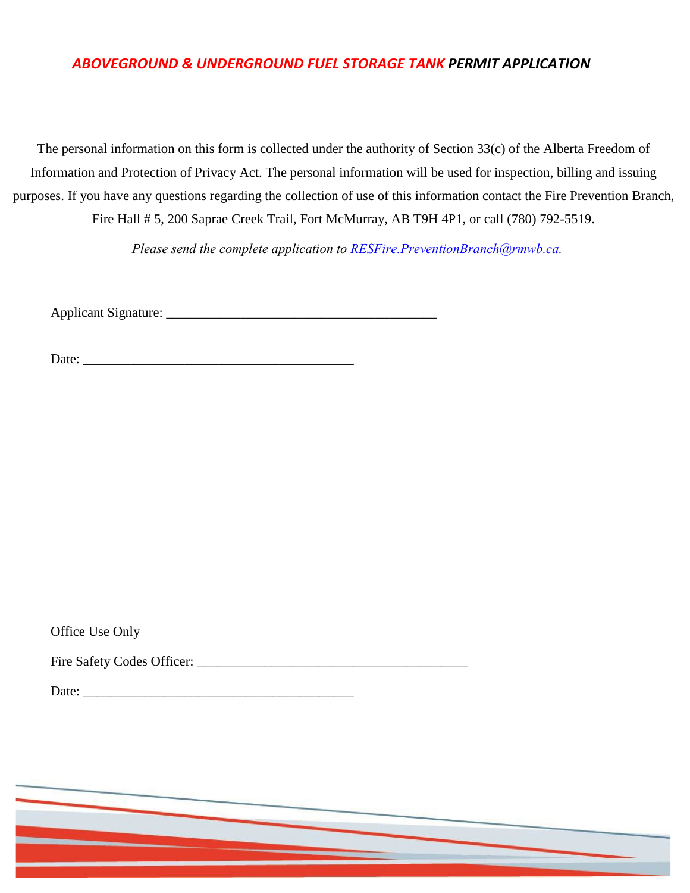## ABOVEGROUND & UNDERGROUND FUEL STORAGE TANK PERMIT APPLICATION

The personal information on this form is collected under the authority of Section 33(c) of the Alberta Freedom of Information and Protection of Privacy Act. The personal information will be used for inspection, billing and issuing purposes. If you have any questions regarding the collection of use of this information contact the Fire Prevention Branch, Fire Hall # 5, 200 Saprae Creek Trail, Fort McMurray, AB T9H 4P1, or call (780) 792-5519.

*Please send the complete application to RESFire.PreventionBranch@rmwb.ca.*

Applicant Signature: ________________________________________

Date: ________________________________________

Office Use Only

Fire Safety Codes Officer: ________________________________________

Date: ________________________________________